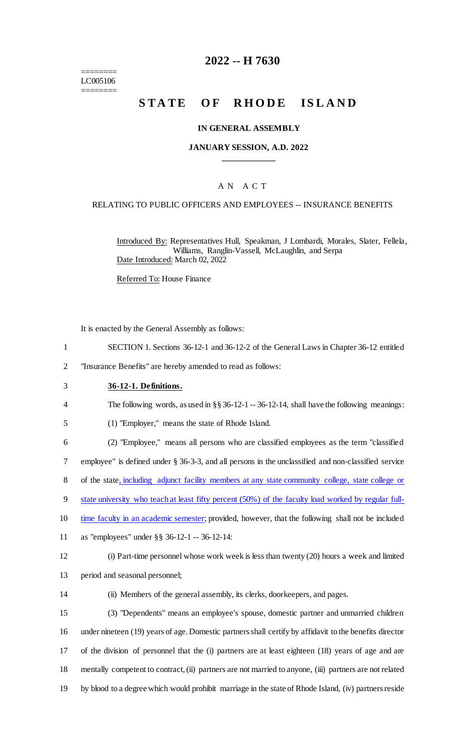========
LC005106
========

# 2022 -- H 7630

# STATE OF RHODE ISLAND

### IN GENERAL ASSEMBLY

### JANUARY SESSION, A.D. 2022

____________

AN ACT

RELATING TO PUBLIC OFFICERS AND EMPLOYEES -- INSURANCE BENEFITS

Introduced By: Representatives Hull, Speakman, J Lombardi, Morales, Slater, Fellela, Williams, Ranglin-Vassell, McLaughlin, and Serpa

Date Introduced: March 02, 2022

Referred To: House Finance

It is enacted by the General Assembly as follows:

1 SECTION 1. Sections 36-12-1 and 36-12-2 of the General Laws in Chapter 36-12 entitled
2 "Insurance Benefits" are hereby amended to read as follows:

3 **36-12-1. Definitions.**

4 The following words, as used in §§ 36-12-1 -- 36-12-14, shall have the following meanings:

5 (1) "Employer," means the state of Rhode Island.

6 (2) "Employee," means all persons who are classified employees as the term "classified
7 employee" is defined under § 36-3-3, and all persons in the unclassified and non-classified service
8 of the state, including adjunct facility members at any state community college, state college or
9 state university who teach at least fifty percent (50%) of the faculty load worked by regular full-
10 time faculty in an academic semester; provided, however, that the following shall not be included
11 as "employees" under §§ 36-12-1 -- 36-12-14:

12 (i) Part-time personnel whose work week is less than twenty (20) hours a week and limited
13 period and seasonal personnel;

14 (ii) Members of the general assembly, its clerks, doorkeepers, and pages.

15 (3) "Dependents" means an employee's spouse, domestic partner and unmarried children
16 under nineteen (19) years of age. Domestic partners shall certify by affidavit to the benefits director
17 of the division of personnel that the (i) partners are at least eighteen (18) years of age and are
18 mentally competent to contract, (ii) partners are not married to anyone, (iii) partners are not related
19 by blood to a degree which would prohibit marriage in the state of Rhode Island, (iv) partners reside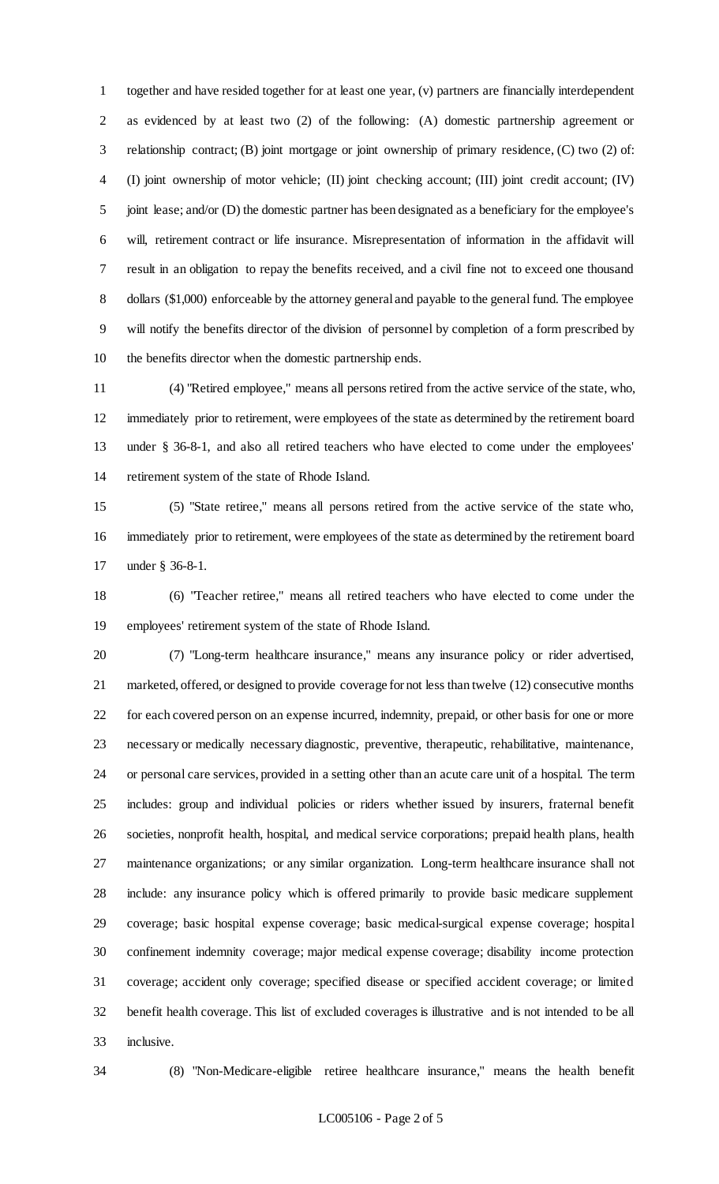together and have resided together for at least one year, (v) partners are financially interdependent as evidenced by at least two (2) of the following: (A) domestic partnership agreement or relationship contract; (B) joint mortgage or joint ownership of primary residence, (C) two (2) of: (I) joint ownership of motor vehicle; (II) joint checking account; (III) joint credit account; (IV) joint lease; and/or (D) the domestic partner has been designated as a beneficiary for the employee's will, retirement contract or life insurance. Misrepresentation of information in the affidavit will result in an obligation to repay the benefits received, and a civil fine not to exceed one thousand dollars ($1,000) enforceable by the attorney general and payable to the general fund. The employee will notify the benefits director of the division of personnel by completion of a form prescribed by the benefits director when the domestic partnership ends.

(4) "Retired employee," means all persons retired from the active service of the state, who, immediately prior to retirement, were employees of the state as determined by the retirement board under § 36-8-1, and also all retired teachers who have elected to come under the employees' retirement system of the state of Rhode Island.

(5) "State retiree," means all persons retired from the active service of the state who, immediately prior to retirement, were employees of the state as determined by the retirement board under § 36-8-1.

(6) "Teacher retiree," means all retired teachers who have elected to come under the employees' retirement system of the state of Rhode Island.

(7) "Long-term healthcare insurance," means any insurance policy or rider advertised, marketed, offered, or designed to provide coverage for not less than twelve (12) consecutive months for each covered person on an expense incurred, indemnity, prepaid, or other basis for one or more necessary or medically necessary diagnostic, preventive, therapeutic, rehabilitative, maintenance, or personal care services, provided in a setting other than an acute care unit of a hospital. The term includes: group and individual policies or riders whether issued by insurers, fraternal benefit societies, nonprofit health, hospital, and medical service corporations; prepaid health plans, health maintenance organizations; or any similar organization. Long-term healthcare insurance shall not include: any insurance policy which is offered primarily to provide basic medicare supplement coverage; basic hospital expense coverage; basic medical-surgical expense coverage; hospital confinement indemnity coverage; major medical expense coverage; disability income protection coverage; accident only coverage; specified disease or specified accident coverage; or limited benefit health coverage. This list of excluded coverages is illustrative and is not intended to be all inclusive.

(8) "Non-Medicare-eligible retiree healthcare insurance," means the health benefit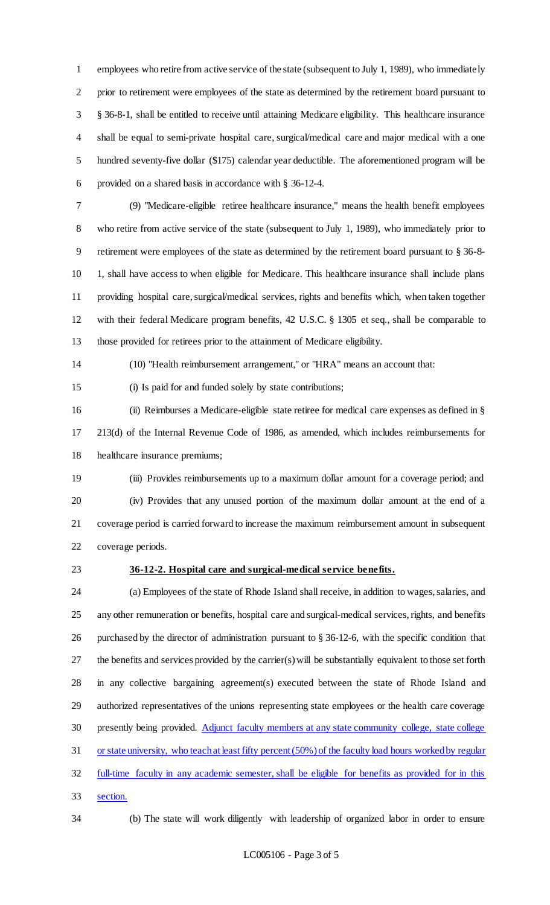employees who retire from active service of the state (subsequent to July 1, 1989), who immediately prior to retirement were employees of the state as determined by the retirement board pursuant to § 36-8-1, shall be entitled to receive until attaining Medicare eligibility. This healthcare insurance shall be equal to semi-private hospital care, surgical/medical care and major medical with a one hundred seventy-five dollar ($175) calendar year deductible. The aforementioned program will be provided on a shared basis in accordance with § 36-12-4.

(9) "Medicare-eligible retiree healthcare insurance," means the health benefit employees who retire from active service of the state (subsequent to July 1, 1989), who immediately prior to retirement were employees of the state as determined by the retirement board pursuant to § 36-8-1, shall have access to when eligible for Medicare. This healthcare insurance shall include plans providing hospital care, surgical/medical services, rights and benefits which, when taken together with their federal Medicare program benefits, 42 U.S.C. § 1305 et seq., shall be comparable to those provided for retirees prior to the attainment of Medicare eligibility.

(10) "Health reimbursement arrangement," or "HRA" means an account that:

(i) Is paid for and funded solely by state contributions;

(ii) Reimburses a Medicare-eligible state retiree for medical care expenses as defined in § 213(d) of the Internal Revenue Code of 1986, as amended, which includes reimbursements for healthcare insurance premiums;

(iii) Provides reimbursements up to a maximum dollar amount for a coverage period; and

(iv) Provides that any unused portion of the maximum dollar amount at the end of a coverage period is carried forward to increase the maximum reimbursement amount in subsequent coverage periods.

**36-12-2. Hospital care and surgical-medical service benefits.**

(a) Employees of the state of Rhode Island shall receive, in addition to wages, salaries, and any other remuneration or benefits, hospital care and surgical-medical services, rights, and benefits purchased by the director of administration pursuant to § 36-12-6, with the specific condition that the benefits and services provided by the carrier(s) will be substantially equivalent to those set forth in any collective bargaining agreement(s) executed between the state of Rhode Island and authorized representatives of the unions representing state employees or the health care coverage presently being provided. <u>Adjunct faculty members at any state community college, state college or state university, who teach at least fifty percent (50%) of the faculty load hours worked by regular full-time faculty in any academic semester, shall be eligible for benefits as provided for in this section.</u>

(b) The state will work diligently with leadership of organized labor in order to ensure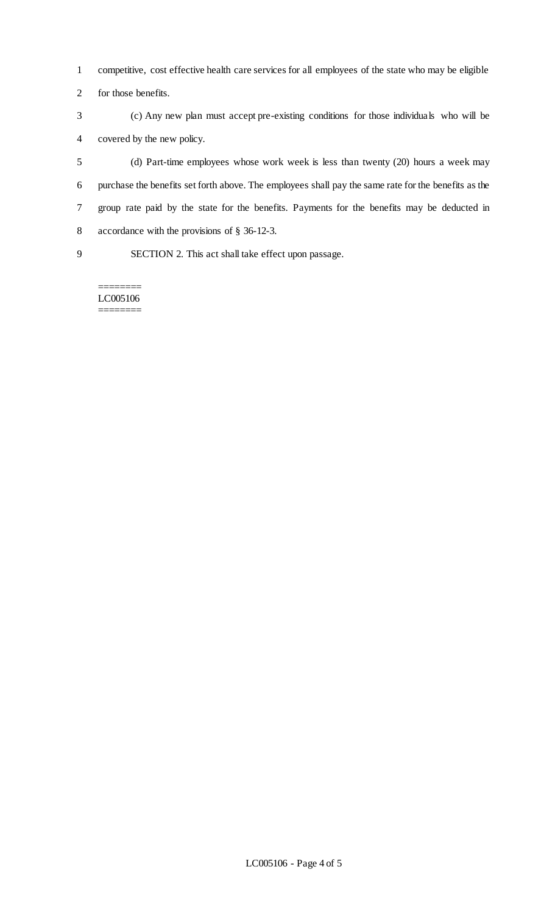competitive, cost effective health care services for all employees of the state who may be eligible for those benefits.

(c) Any new plan must accept pre-existing conditions for those individuals who will be covered by the new policy.

(d) Part-time employees whose work week is less than twenty (20) hours a week may purchase the benefits set forth above. The employees shall pay the same rate for the benefits as the group rate paid by the state for the benefits. Payments for the benefits may be deducted in accordance with the provisions of § 36-12-3.

SECTION 2. This act shall take effect upon passage.

========
LC005106
========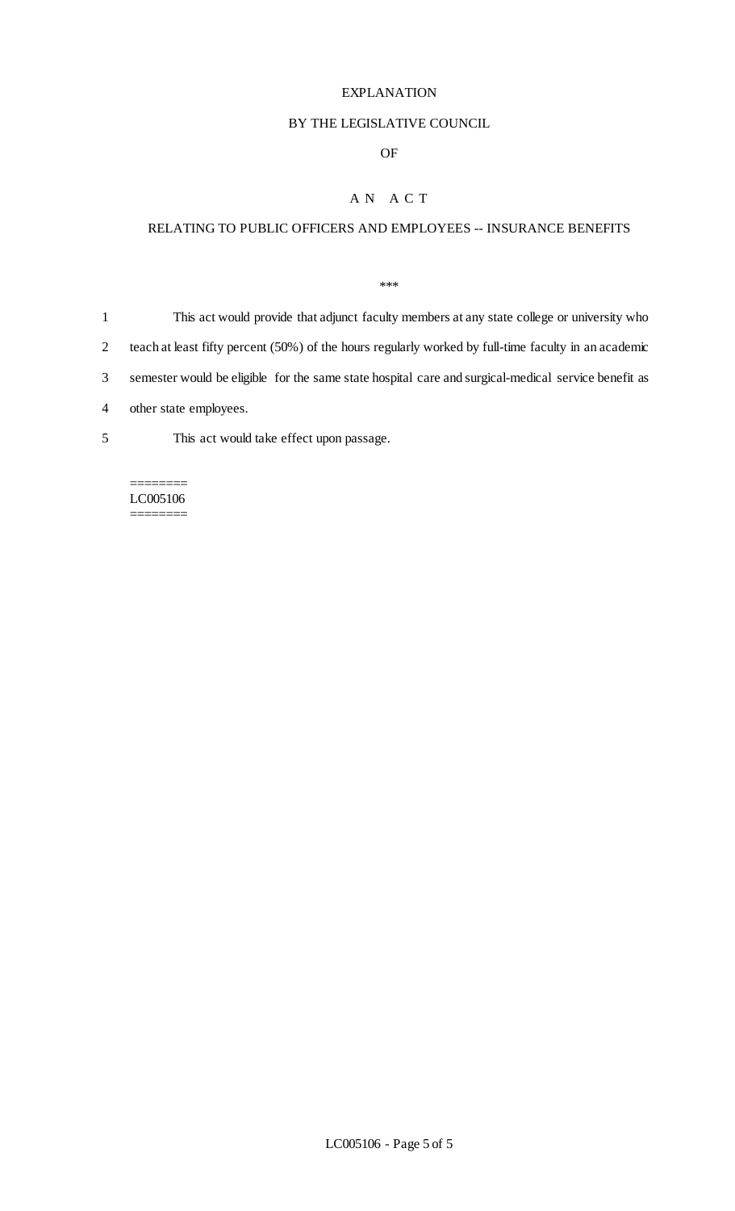EXPLANATION

BY THE LEGISLATIVE COUNCIL

OF

A N A C T

RELATING TO PUBLIC OFFICERS AND EMPLOYEES -- INSURANCE BENEFITS

***

This act would provide that adjunct faculty members at any state college or university who teach at least fifty percent (50%) of the hours regularly worked by full-time faculty in an academic semester would be eligible for the same state hospital care and surgical-medical service benefit as other state employees.

This act would take effect upon passage.

========
LC005106
========